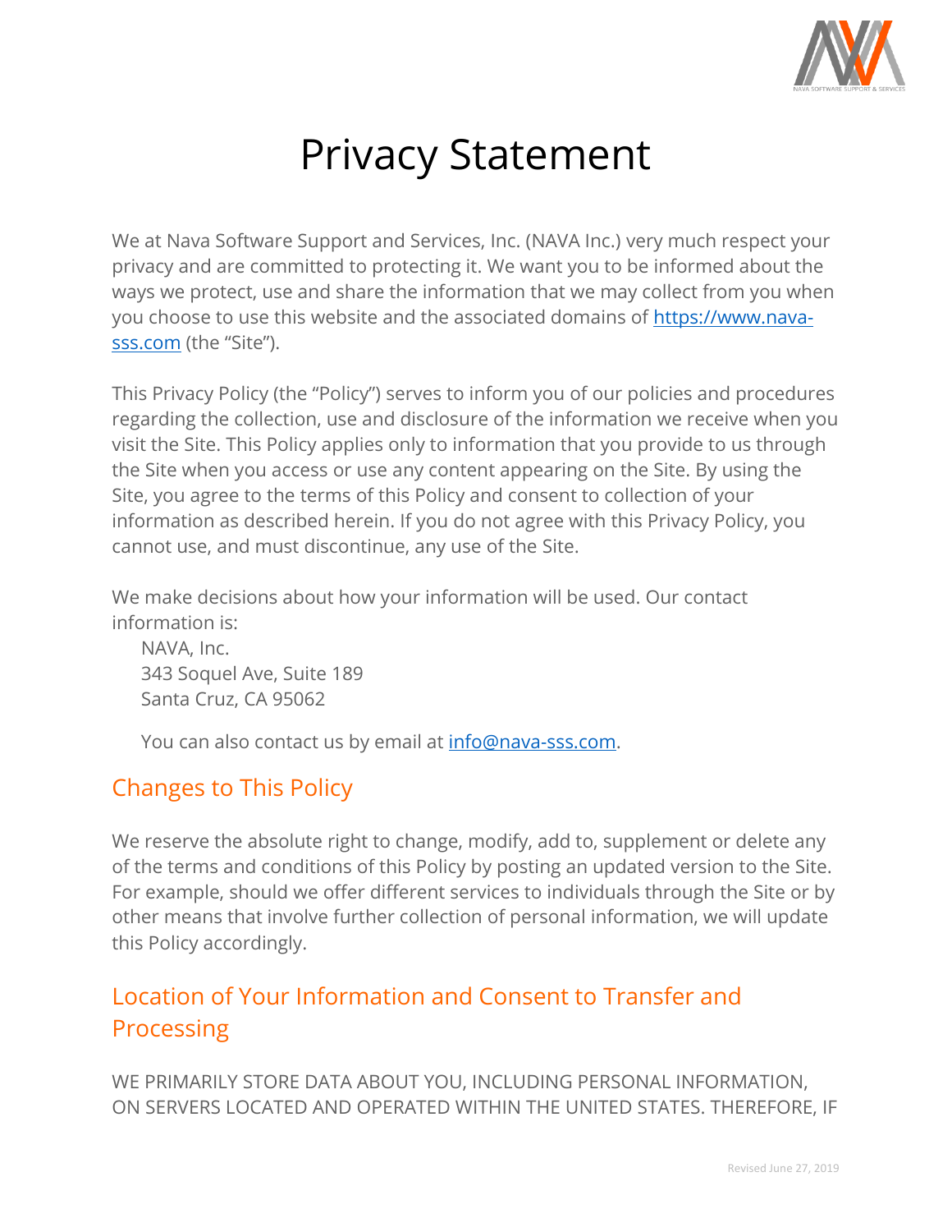# Privacy Statement

We at Nava Software Support and Services, Inc. (NAVA Inc.) very much respect your privacy and are committed to protecting it. We want you to be informed about the ways we protect, use and share the information that we may collect from you when you choose to use this website and the associated domains of [https://www.nava-sss.com](https://www.nava-sss.com) (the "Site").

This Privacy Policy (the "Policy") serves to inform you of our policies and procedures regarding the collection, use and disclosure of the information we receive when you visit the Site. This Policy applies only to information that you provide to us through the Site when you access or use any content appearing on the Site. By using the Site, you agree to the terms of this Policy and consent to collection of your information as described herein. If you do not agree with this Privacy Policy, you cannot use, and must discontinue, any use of the Site.

We make decisions about how your information will be used. Our contact information is:

NAVA, Inc.
343 Soquel Ave, Suite 189
Santa Cruz, CA 95062

You can also contact us by email at [info@nava-sss.com](mailto:info@nava-sss.com).

## Changes to This Policy

We reserve the absolute right to change, modify, add to, supplement or delete any of the terms and conditions of this Policy by posting an updated version to the Site. For example, should we offer different services to individuals through the Site or by other means that involve further collection of personal information, we will update this Policy accordingly.

## Location of Your Information and Consent to Transfer and Processing

WE PRIMARILY STORE DATA ABOUT YOU, INCLUDING PERSONAL INFORMATION, ON SERVERS LOCATED AND OPERATED WITHIN THE UNITED STATES. THEREFORE, IF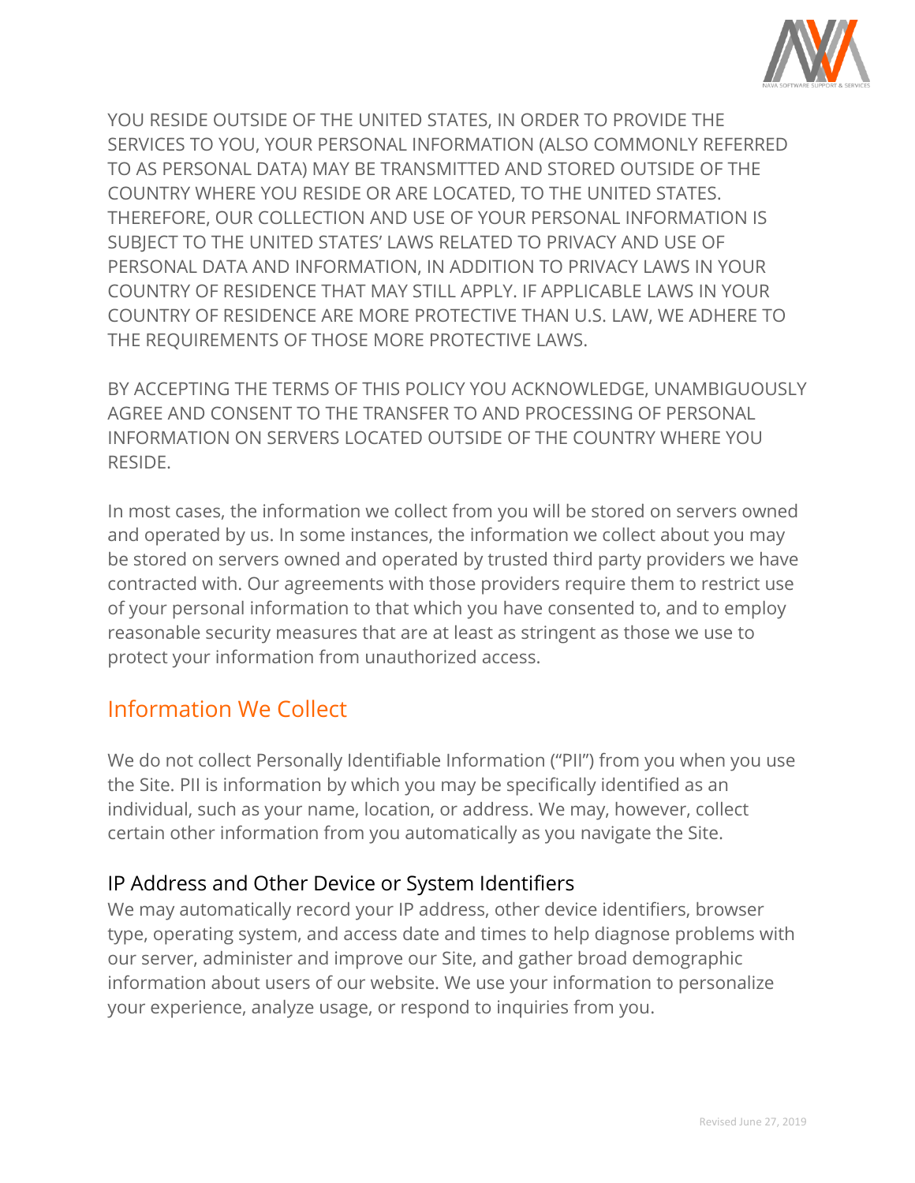YOU RESIDE OUTSIDE OF THE UNITED STATES, IN ORDER TO PROVIDE THE SERVICES TO YOU, YOUR PERSONAL INFORMATION (ALSO COMMONLY REFERRED TO AS PERSONAL DATA) MAY BE TRANSMITTED AND STORED OUTSIDE OF THE COUNTRY WHERE YOU RESIDE OR ARE LOCATED, TO THE UNITED STATES. THEREFORE, OUR COLLECTION AND USE OF YOUR PERSONAL INFORMATION IS SUBJECT TO THE UNITED STATES' LAWS RELATED TO PRIVACY AND USE OF PERSONAL DATA AND INFORMATION, IN ADDITION TO PRIVACY LAWS IN YOUR COUNTRY OF RESIDENCE THAT MAY STILL APPLY. IF APPLICABLE LAWS IN YOUR COUNTRY OF RESIDENCE ARE MORE PROTECTIVE THAN U.S. LAW, WE ADHERE TO THE REQUIREMENTS OF THOSE MORE PROTECTIVE LAWS.

BY ACCEPTING THE TERMS OF THIS POLICY YOU ACKNOWLEDGE, UNAMBIGUOUSLY AGREE AND CONSENT TO THE TRANSFER TO AND PROCESSING OF PERSONAL INFORMATION ON SERVERS LOCATED OUTSIDE OF THE COUNTRY WHERE YOU RESIDE.

In most cases, the information we collect from you will be stored on servers owned and operated by us. In some instances, the information we collect about you may be stored on servers owned and operated by trusted third party providers we have contracted with. Our agreements with those providers require them to restrict use of your personal information to that which you have consented to, and to employ reasonable security measures that are at least as stringent as those we use to protect your information from unauthorized access.

## Information We Collect

We do not collect Personally Identifiable Information ("PII") from you when you use the Site. PII is information by which you may be specifically identified as an individual, such as your name, location, or address. We may, however, collect certain other information from you automatically as you navigate the Site.

### IP Address and Other Device or System Identifiers

We may automatically record your IP address, other device identifiers, browser type, operating system, and access date and times to help diagnose problems with our server, administer and improve our Site, and gather broad demographic information about users of our website. We use your information to personalize your experience, analyze usage, or respond to inquiries from you.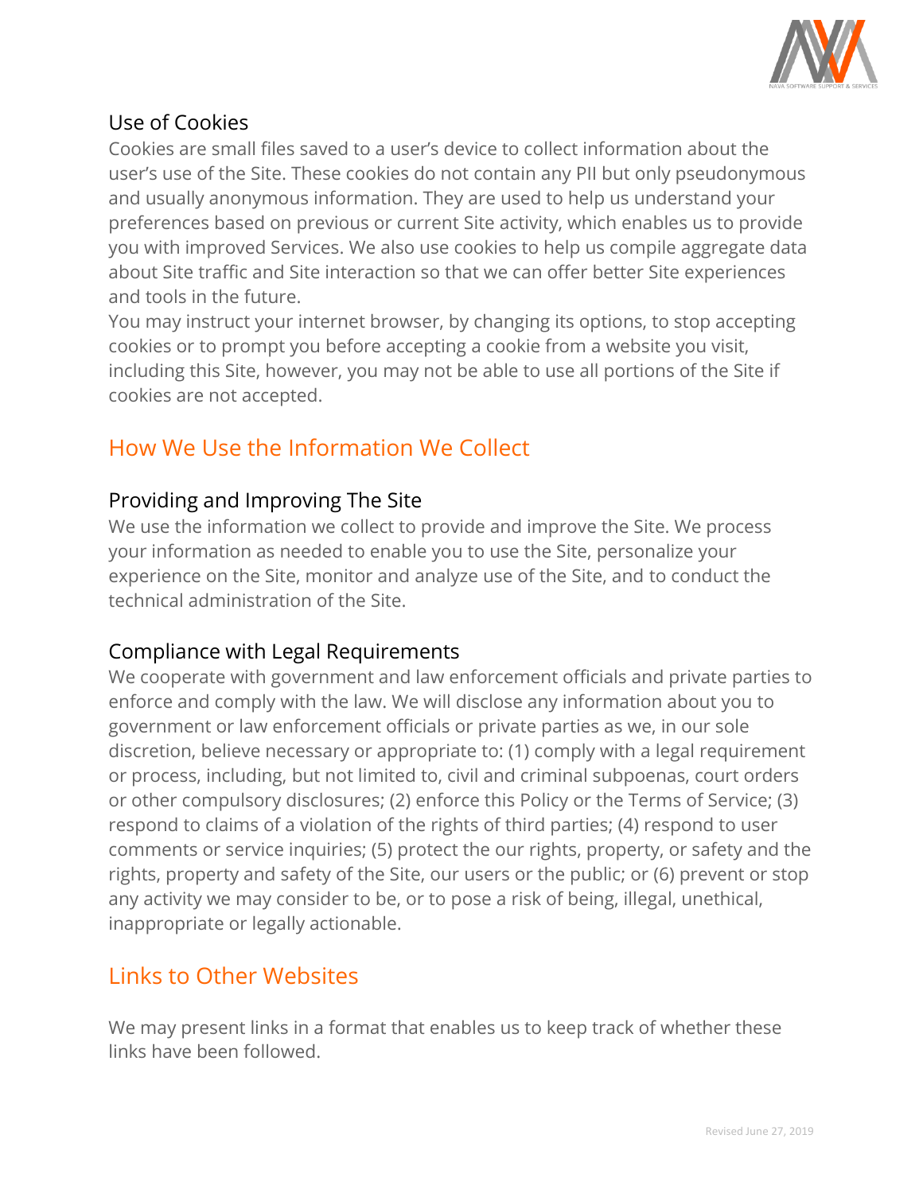### Use of Cookies

Cookies are small files saved to a user's device to collect information about the user's use of the Site. These cookies do not contain any PII but only pseudonymous and usually anonymous information. They are used to help us understand your preferences based on previous or current Site activity, which enables us to provide you with improved Services. We also use cookies to help us compile aggregate data about Site traffic and Site interaction so that we can offer better Site experiences and tools in the future.

You may instruct your internet browser, by changing its options, to stop accepting cookies or to prompt you before accepting a cookie from a website you visit, including this Site, however, you may not be able to use all portions of the Site if cookies are not accepted.

## How We Use the Information We Collect

### Providing and Improving The Site

We use the information we collect to provide and improve the Site. We process your information as needed to enable you to use the Site, personalize your experience on the Site, monitor and analyze use of the Site, and to conduct the technical administration of the Site.

### Compliance with Legal Requirements

We cooperate with government and law enforcement officials and private parties to enforce and comply with the law. We will disclose any information about you to government or law enforcement officials or private parties as we, in our sole discretion, believe necessary or appropriate to: (1) comply with a legal requirement or process, including, but not limited to, civil and criminal subpoenas, court orders or other compulsory disclosures; (2) enforce this Policy or the Terms of Service; (3) respond to claims of a violation of the rights of third parties; (4) respond to user comments or service inquiries; (5) protect the our rights, property, or safety and the rights, property and safety of the Site, our users or the public; or (6) prevent or stop any activity we may consider to be, or to pose a risk of being, illegal, unethical, inappropriate or legally actionable.

## Links to Other Websites

We may present links in a format that enables us to keep track of whether these links have been followed.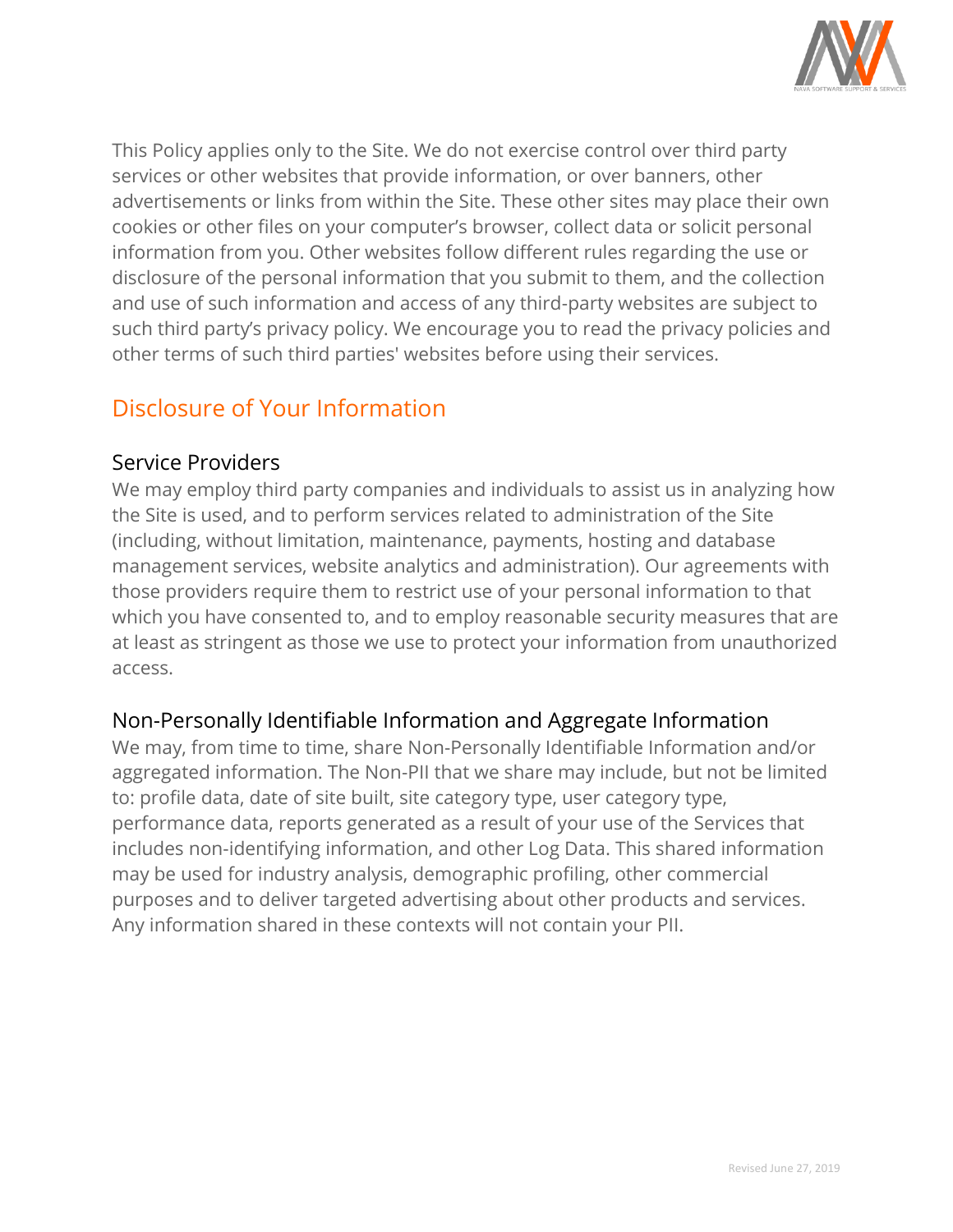This Policy applies only to the Site. We do not exercise control over third party services or other websites that provide information, or over banners, other advertisements or links from within the Site. These other sites may place their own cookies or other files on your computer's browser, collect data or solicit personal information from you. Other websites follow different rules regarding the use or disclosure of the personal information that you submit to them, and the collection and use of such information and access of any third-party websites are subject to such third party's privacy policy. We encourage you to read the privacy policies and other terms of such third parties' websites before using their services.

## Disclosure of Your Information

### Service Providers

We may employ third party companies and individuals to assist us in analyzing how the Site is used, and to perform services related to administration of the Site (including, without limitation, maintenance, payments, hosting and database management services, website analytics and administration). Our agreements with those providers require them to restrict use of your personal information to that which you have consented to, and to employ reasonable security measures that are at least as stringent as those we use to protect your information from unauthorized access.

### Non-Personally Identifiable Information and Aggregate Information

We may, from time to time, share Non-Personally Identifiable Information and/or aggregated information. The Non-PII that we share may include, but not be limited to: profile data, date of site built, site category type, user category type, performance data, reports generated as a result of your use of the Services that includes non-identifying information, and other Log Data. This shared information may be used for industry analysis, demographic profiling, other commercial purposes and to deliver targeted advertising about other products and services. Any information shared in these contexts will not contain your PII.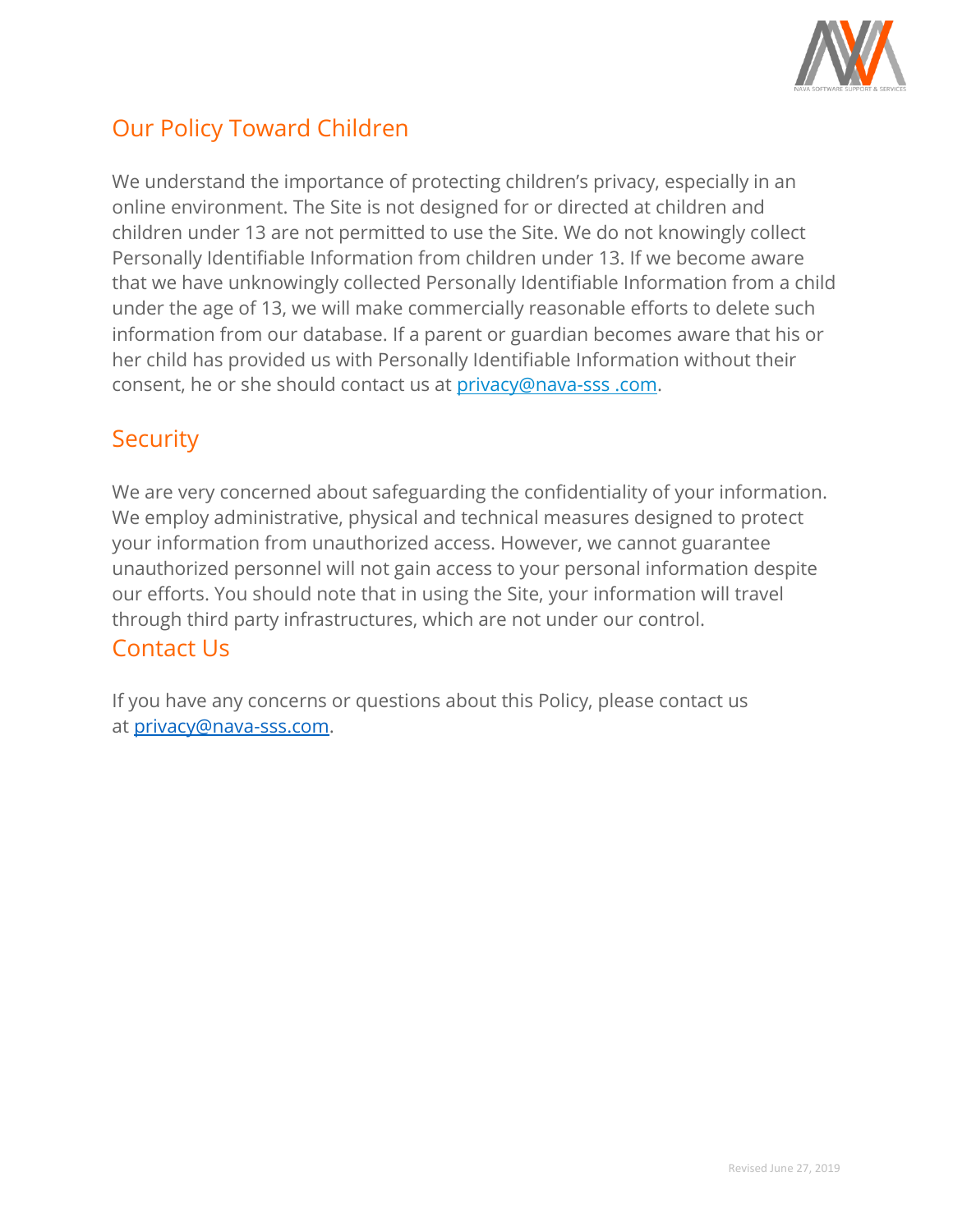## Our Policy Toward Children

We understand the importance of protecting children's privacy, especially in an online environment. The Site is not designed for or directed at children and children under 13 are not permitted to use the Site. We do not knowingly collect Personally Identifiable Information from children under 13. If we become aware that we have unknowingly collected Personally Identifiable Information from a child under the age of 13, we will make commercially reasonable efforts to delete such information from our database. If a parent or guardian becomes aware that his or her child has provided us with Personally Identifiable Information without their consent, he or she should contact us at privacy@nava-sss .com.

## Security

We are very concerned about safeguarding the confidentiality of your information. We employ administrative, physical and technical measures designed to protect your information from unauthorized access. However, we cannot guarantee unauthorized personnel will not gain access to your personal information despite our efforts. You should note that in using the Site, your information will travel through third party infrastructures, which are not under our control.

## Contact Us

If you have any concerns or questions about this Policy, please contact us at privacy@nava-sss.com.

Revised June 27, 2019